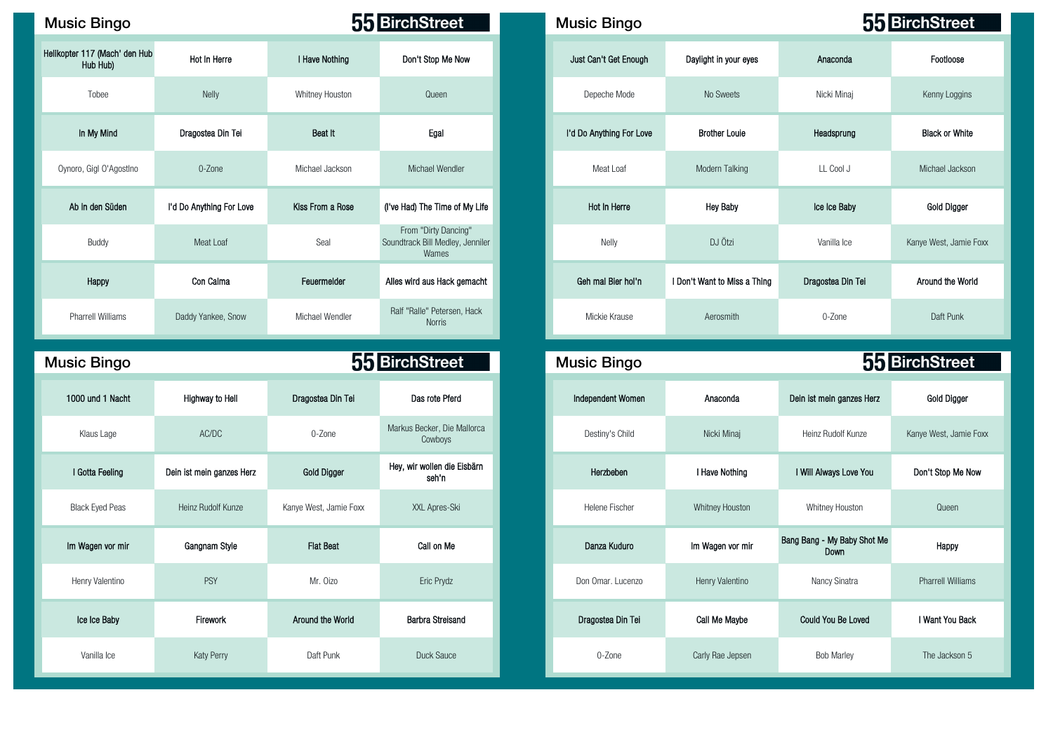## Music Bingo

55 BirchStreet

| Helikopter 117 (Mach' den Hub Hub Hub) | Hot In Herre | I Have Nothing | Don't Stop Me Now |
|---|---|---|---|
| Tobee | Nelly | Whitney Houston | Queen |
| In My Mind | Dragostea Din Tei | Beat It | Egal |
| Oynoro, Gigi O'Agostino | O-Zone | Michael Jackson | Michael Wendler |
| Ab in den Süden | I'd Do Anything For Love | Kiss From a Rose | (I've Had) The Time of My Life |
| Buddy | Meat Loaf | Seal | From "Dirty Dancing" Soundtrack Bill Medley, Jenniler Wames |
| Happy | Con Calma | Feuermelder | Alles wird aus Hack gemacht |
| Pharrell Williams | Daddy Yankee, Snow | Michael Wendler | Ralf "Ralle" Petersen, Hack Norris |

## Music Bingo

55 BirchStreet

| Just Can't Get Enough | Daylight in your eyes | Anaconda | Footloose |
|---|---|---|---|
| Depeche Mode | No Sweets | Nicki Minaj | Kenny Loggins |
| I'd Do Anything For Love | Brother Louie | Headsprung | Black or White |
| Meat Loaf | Modern Talking | LL Cool J | Michael Jackson |
| Hot In Herre | Hey Baby | Ice Ice Baby | Gold Digger |
| Nelly | DJ Ötzi | Vanilla Ice | Kanye West, Jamie Foxx |
| Geh mal Bier hol'n | I Don't Want to Miss a Thing | Dragostea Din Tei | Around the World |
| Mickie Krause | Aerosmith | O-Zone | Daft Punk |

## Music Bingo

55 BirchStreet

| 1000 und 1 Nacht | Highway to Hell | Dragostea Din Tei | Das rote Pferd |
|---|---|---|---|
| Klaus Lage | AC/DC | O-Zone | Markus Becker, Die Mallorca Cowboys |
| I Gotta Feeling | Dein ist mein ganzes Herz | Gold Digger | Hey, wir wollen die Eisbärn seh'n |
| Black Eyed Peas | Heinz Rudolf Kunze | Kanye West, Jamie Foxx | XXL Apres-Ski |
| Im Wagen vor mir | Gangnam Style | Flat Beat | Call on Me |
| Henry Valentino | PSY | Mr. Oizo | Eric Prydz |
| Ice Ice Baby | Firework | Around the World | Barbra Streisand |
| Vanilla Ice | Katy Perry | Daft Punk | Duck Sauce |

## Music Bingo

55 BirchStreet

| Independent Women | Anaconda | Dein ist mein ganzes Herz | Gold Digger |
|---|---|---|---|
| Destiny's Child | Nicki Minaj | Heinz Rudolf Kunze | Kanye West, Jamie Foxx |
| Herzbeben | I Have Nothing | I Will Always Love You | Don't Stop Me Now |
| Helene Fischer | Whitney Houston | Whitney Houston | Queen |
| Danza Kuduro | Im Wagen vor mir | Bang Bang - My Baby Shot Me Down | Happy |
| Don Omar. Lucenzo | Henry Valentino | Nancy Sinatra | Pharrell Williams |
| Dragostea Din Tei | Call Me Maybe | Could You Be Loved | I Want You Back |
| O-Zone | Carly Rae Jepsen | Bob Marley | The Jackson 5 |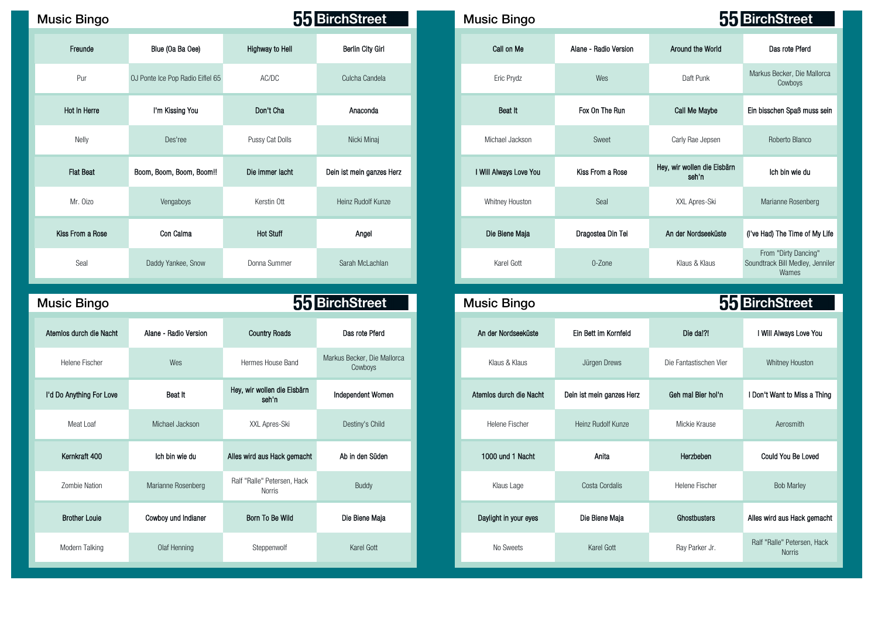## Music Bingo

**55 BirchStreet**

| Freunde | Blue (Oa Ba Oee) | Highway to Hell | Berlin City Girl |
|---|---|---|---|
| Pur | OJ Ponte Ice Pop Radio Eifel 65 | AC/DC | Culcha Candela |
| **Hot In Herre** | **I'm Kissing You** | **Don't Cha** | **Anaconda** |
| Nelly | Des'ree | Pussy Cat Dolls | Nicki Minaj |
| **Flat Beat** | **Boom, Boom, Boom, Boom!!** | **Die immer lacht** | **Dein ist mein ganzes Herz** |
| Mr. Oizo | Vengaboys | Kerstin Ott | Heinz Rudolf Kunze |
| **Kiss From a Rose** | **Con Calma** | **Hot Stuff** | **Angel** |
| Seal | Daddy Yankee, Snow | Donna Summer | Sarah McLachlan |

## Music Bingo

**55 BirchStreet**

| Call on Me | Alane - Radio Version | Around the World | Das rote Pferd |
|---|---|---|---|
| Eric Prydz | Wes | Daft Punk | Markus Becker, Die Mallorca Cowboys |
| **Beat It** | **Fox On The Run** | **Call Me Maybe** | **Ein bisschen Spaß muss sein** |
| Michael Jackson | Sweet | Carly Rae Jepsen | Roberto Blanco |
| **I Will Always Love You** | **Kiss From a Rose** | **Hey, wir wollen die Eisbärn seh'n** | **Ich bin wie du** |
| Whitney Houston | Seal | XXL Apres-Ski | Marianne Rosenberg |
| **Die Biene Maja** | **Dragostea Din Tei** | **An der Nordseeküste** | **(I've Had) The Time of My Life** |
| Karel Gott | O-Zone | Klaus & Klaus | From "Dirty Dancing" Soundtrack Bill Medley, Jenniler Wames |

## Music Bingo

**55 BirchStreet**

| Atemlos durch die Nacht | Alane - Radio Version | Country Roads | Das rote Pferd |
|---|---|---|---|
| Helene Fischer | Wes | Hermes House Band | Markus Becker, Die Mallorca Cowboys |
| **I'd Do Anything For Love** | **Beat It** | **Hey, wir wollen die Eisbärn seh'n** | **Independent Women** |
| Meat Loaf | Michael Jackson | XXL Apres-Ski | Destiny's Child |
| **Kernkraft 400** | **Ich bin wie du** | **Alles wird aus Hack gemacht** | **Ab in den Süden** |
| Zombie Nation | Marianne Rosenberg | Ralf "Ralle" Petersen, Hack Norris | Buddy |
| **Brother Louie** | **Cowboy und Indianer** | **Born To Be Wild** | **Die Biene Maja** |
| Modern Talking | Olaf Henning | Steppenwolf | Karel Gott |

## Music Bingo

**55 BirchStreet**

| An der Nordseeküste | Ein Bett im Kornfeld | Die da!?! | I Will Always Love You |
|---|---|---|---|
| Klaus & Klaus | Jürgen Drews | Die Fantastischen Vier | Whitney Houston |
| **Atemlos durch die Nacht** | **Dein ist mein ganzes Herz** | **Geh mal Bier hol'n** | **I Don't Want to Miss a Thing** |
| Helene Fischer | Heinz Rudolf Kunze | Mickie Krause | Aerosmith |
| **1000 und 1 Nacht** | **Anita** | **Herzbeben** | **Could You Be Loved** |
| Klaus Lage | Costa Cordalis | Helene Fischer | Bob Marley |
| **Daylight in your eyes** | **Die Biene Maja** | **Ghostbusters** | **Alles wird aus Hack gemacht** |
| No Sweets | Karel Gott | Ray Parker Jr. | Ralf "Ralle" Petersen, Hack Norris |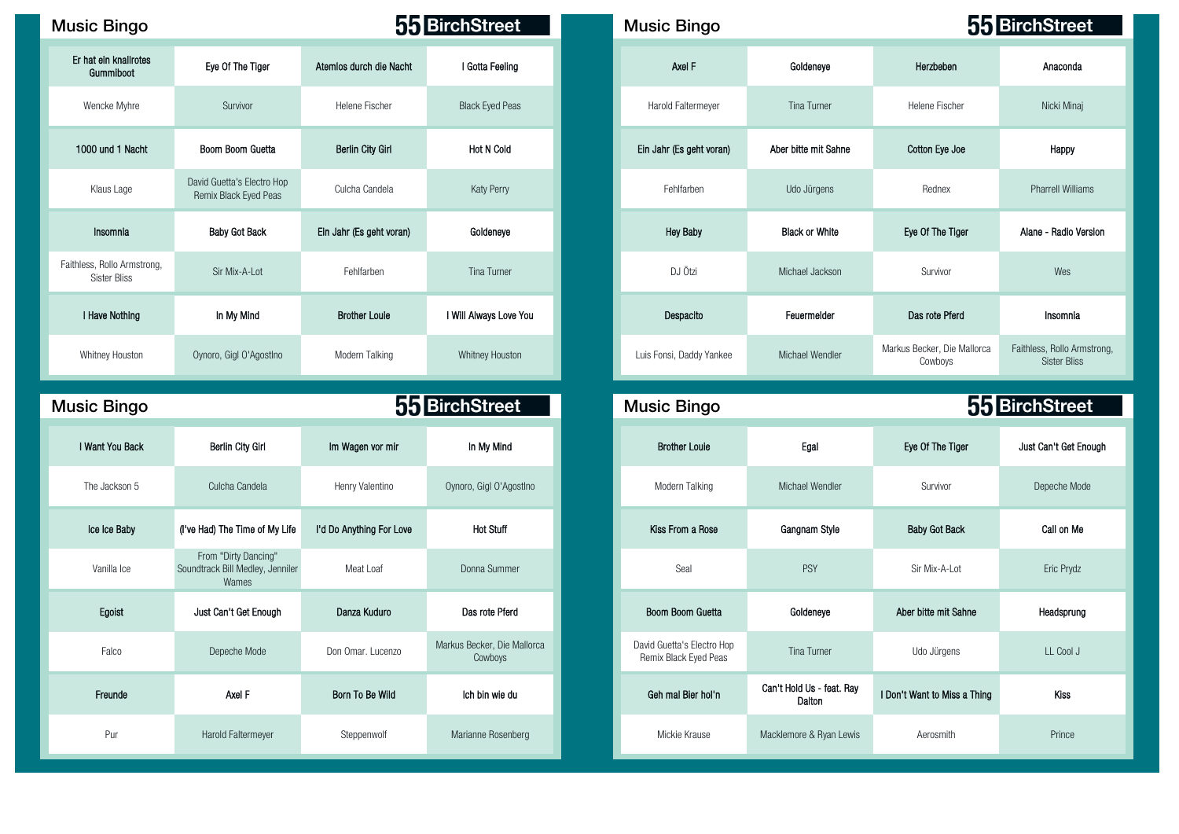## Music Bingo

**55 BirchStreet**

| Er hat ein knallrotes Gummiboot | Eye Of The Tiger | Atemlos durch die Nacht | I Gotta Feeling |
|---|---|---|---|
| Wencke Myhre | Survivor | Helene Fischer | Black Eyed Peas |
| 1000 und 1 Nacht | Boom Boom Guetta | Berlin City Girl | Hot N Cold |
| Klaus Lage | David Guetta's Electro Hop Remix Black Eyed Peas | Culcha Candela | Katy Perry |
| Insomnia | Baby Got Back | Ein Jahr (Es geht voran) | Goldeneye |
| Faithless, Rollo Armstrong, Sister Bliss | Sir Mix-A-Lot | Fehlfarben | Tina Turner |
| I Have Nothing | In My Mind | Brother Louie | I Will Always Love You |
| Whitney Houston | Oynoro, Gigi O'Agostino | Modern Talking | Whitney Houston |

## Music Bingo

**55 BirchStreet**

| Axel F | Goldeneye | Herzbeben | Anaconda |
|---|---|---|---|
| Harold Faltermeyer | Tina Turner | Helene Fischer | Nicki Minaj |
| Ein Jahr (Es geht voran) | Aber bitte mit Sahne | Cotton Eye Joe | Happy |
| Fehlfarben | Udo Jürgens | Rednex | Pharrell Williams |
| Hey Baby | Black or White | Eye Of The Tiger | Alane - Radio Version |
| DJ Ötzi | Michael Jackson | Survivor | Wes |
| Despacito | Feuermelder | Das rote Pferd | Insomnia |
| Luis Fonsi, Daddy Yankee | Michael Wendler | Markus Becker, Die Mallorca Cowboys | Faithless, Rollo Armstrong, Sister Bliss |

## Music Bingo

**55 BirchStreet**

| I Want You Back | Berlin City Girl | Im Wagen vor mir | In My Mind |
|---|---|---|---|
| The Jackson 5 | Culcha Candela | Henry Valentino | Oynoro, Gigi O'Agostino |
| Ice Ice Baby | (I've Had) The Time of My Life | I'd Do Anything For Love | Hot Stuff |
| Vanilla Ice | From "Dirty Dancing" Soundtrack Bill Medley, Jennifer Warnes | Meat Loaf | Donna Summer |
| Egoist | Just Can't Get Enough | Danza Kuduro | Das rote Pferd |
| Falco | Depeche Mode | Don Omar. Lucenzo | Markus Becker, Die Mallorca Cowboys |
| Freunde | Axel F | Born To Be Wild | Ich bin wie du |
| Pur | Harold Faltermeyer | Steppenwolf | Marianne Rosenberg |

## Music Bingo

**55 BirchStreet**

| Brother Louie | Egal | Eye Of The Tiger | Just Can't Get Enough |
|---|---|---|---|
| Modern Talking | Michael Wendler | Survivor | Depeche Mode |
| Kiss From a Rose | Gangnam Style | Baby Got Back | Call on Me |
| Seal | PSY | Sir Mix-A-Lot | Eric Prydz |
| Boom Boom Guetta | Goldeneye | Aber bitte mit Sahne | Headsprung |
| David Guetta's Electro Hop Remix Black Eyed Peas | Tina Turner | Udo Jürgens | LL Cool J |
| Geh mal Bier hol'n | Can't Hold Us - feat. Ray Dalton | I Don't Want to Miss a Thing | Kiss |
| Mickie Krause | Macklemore & Ryan Lewis | Aerosmith | Prince |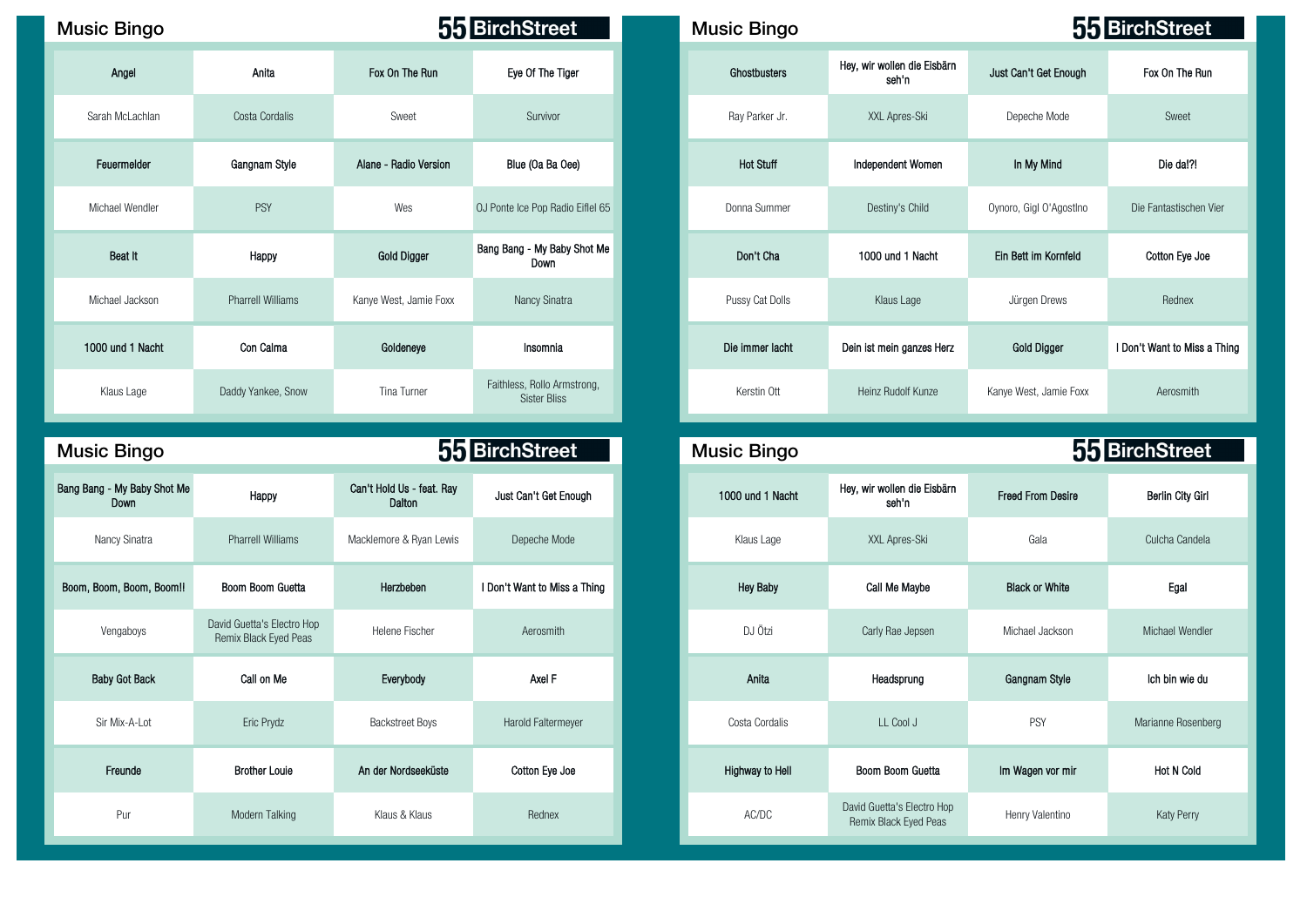## Music Bingo

**55 BirchStreet**

| | | | |
|---|---|---|---|
| Angel | Anita | Fox On The Run | Eye Of The Tiger |
| Sarah McLachlan | Costa Cordalis | Sweet | Survivor |
| Feuermelder | Gangnam Style | Alane - Radio Version | Blue (Oa Ba Oee) |
| Michael Wendler | PSY | Wes | OJ Ponte Ice Pop Radio Eiflel 65 |
| Beat It | Happy | Gold Digger | Bang Bang - My Baby Shot Me Down |
| Michael Jackson | Pharrell Williams | Kanye West, Jamie Foxx | Nancy Sinatra |
| 1000 und 1 Nacht | Con Calma | Goldeneye | Insomnia |
| Klaus Lage | Daddy Yankee, Snow | Tina Turner | Faithless, Rollo Armstrong, Sister Bliss |

## Music Bingo

**55 BirchStreet**

| | | | |
|---|---|---|---|
| Ghostbusters | Hey, wir wollen die Eisbärn seh'n | Just Can't Get Enough | Fox On The Run |
| Ray Parker Jr. | XXL Apres-Ski | Depeche Mode | Sweet |
| Hot Stuff | Independent Women | In My Mind | Die da!?! |
| Donna Summer | Destiny's Child | Oynoro, Gigl O'Agostlno | Die Fantastischen Vier |
| Don't Cha | 1000 und 1 Nacht | Ein Bett im Kornfeld | Cotton Eye Joe |
| Pussy Cat Dolls | Klaus Lage | Jürgen Drews | Rednex |
| Die immer lacht | Dein ist mein ganzes Herz | Gold Digger | I Don't Want to Miss a Thing |
| Kerstin Ott | Heinz Rudolf Kunze | Kanye West, Jamie Foxx | Aerosmith |

## Music Bingo

**55 BirchStreet**

| | | | |
|---|---|---|---|
| Bang Bang - My Baby Shot Me Down | Happy | Can't Hold Us - feat. Ray Dalton | Just Can't Get Enough |
| Nancy Sinatra | Pharrell Williams | Macklemore & Ryan Lewis | Depeche Mode |
| Boom, Boom, Boom, Boom!! | Boom Boom Guetta | Herzbeben | I Don't Want to Miss a Thing |
| Vengaboys | David Guetta's Electro Hop Remix Black Eyed Peas | Helene Fischer | Aerosmith |
| Baby Got Back | Call on Me | Everybody | Axel F |
| Sir Mix-A-Lot | Eric Prydz | Backstreet Boys | Harold Faltermeyer |
| Freunde | Brother Louie | An der Nordseeküste | Cotton Eye Joe |
| Pur | Modern Talking | Klaus & Klaus | Rednex |

## Music Bingo

**55 BirchStreet**

| | | | |
|---|---|---|---|
| 1000 und 1 Nacht | Hey, wir wollen die Eisbärn seh'n | Freed From Desire | Berlin City Girl |
| Klaus Lage | XXL Apres-Ski | Gala | Culcha Candela |
| Hey Baby | Call Me Maybe | Black or White | Egal |
| DJ Ötzi | Carly Rae Jepsen | Michael Jackson | Michael Wendler |
| Anita | Headsprung | Gangnam Style | Ich bin wie du |
| Costa Cordalis | LL Cool J | PSY | Marianne Rosenberg |
| Highway to Hell | Boom Boom Guetta | Im Wagen vor mir | Hot N Cold |
| AC/DC | David Guetta's Electro Hop Remix Black Eyed Peas | Henry Valentino | Katy Perry |